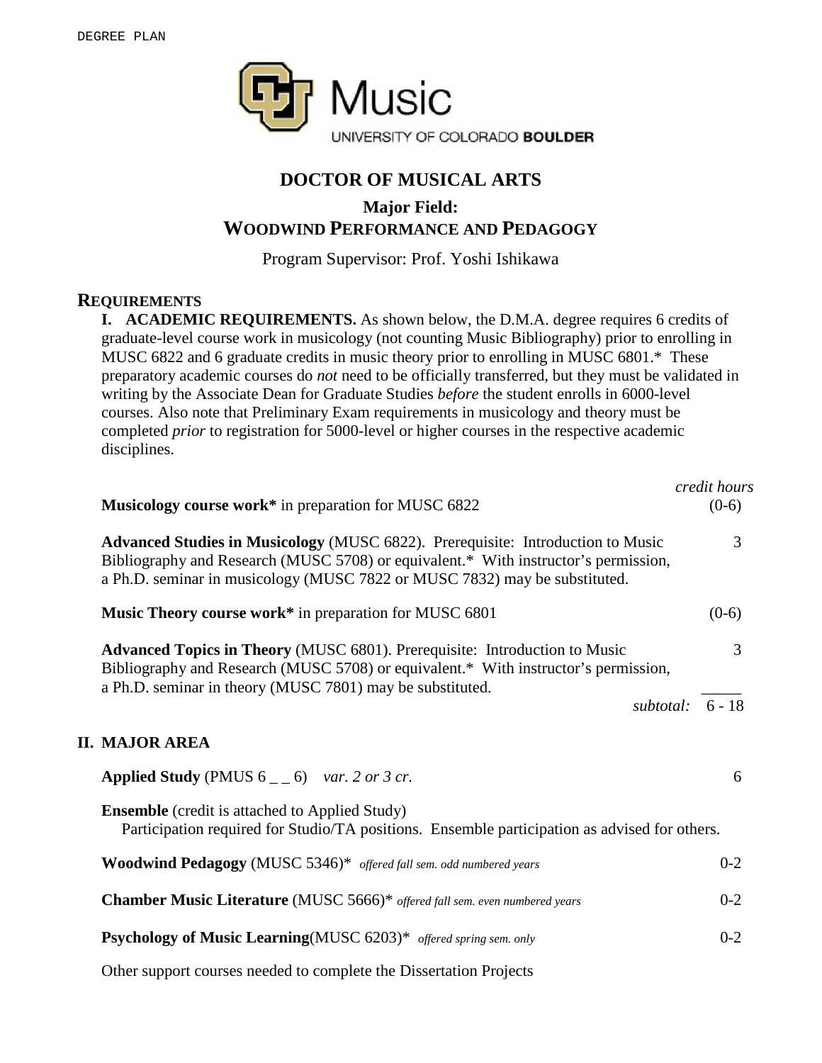DEGREE PLAN

Music

UNIVERSITY OF COLORADO BOULDER

# DOCTOR OF MUSICAL ARTS

## Major Field: WOODWIND PERFORMANCE AND PEDAGOGY

Program Supervisor: Prof. Yoshi Ishikawa

## REQUIREMENTS

**I. ACADEMIC REQUIREMENTS.** As shown below, the D.M.A. degree requires 6 credits of graduate-level course work in musicology (not counting Music Bibliography) prior to enrolling in MUSC 6822 and 6 graduate credits in music theory prior to enrolling in MUSC 6801.* These preparatory academic courses do *not* need to be officially transferred, but they must be validated in writing by the Associate Dean for Graduate Studies *before* the student enrolls in 6000-level courses. Also note that Preliminary Exam requirements in musicology and theory must be completed *prior* to registration for 5000-level or higher courses in the respective academic disciplines.

| | *credit hours* |
|---|---|
| **Musicology course work*** in preparation for MUSC 6822 | (0-6) |
| **Advanced Studies in Musicology** (MUSC 6822). Prerequisite: Introduction to Music Bibliography and Research (MUSC 5708) or equivalent.* With instructor's permission, a Ph.D. seminar in musicology (MUSC 7822 or MUSC 7832) may be substituted. | 3 |
| **Music Theory course work*** in preparation for MUSC 6801 | (0-6) |
| **Advanced Topics in Theory** (MUSC 6801). Prerequisite: Introduction to Music Bibliography and Research (MUSC 5708) or equivalent.* With instructor's permission, a Ph.D. seminar in theory (MUSC 7801) may be substituted. | 3 |
| *subtotal:* | 6 - 18 |

**II. MAJOR AREA**

| | |
|---|---|
| **Applied Study** (PMUS 6 _ _ 6) *var. 2 or 3 cr.* | 6 |
| **Ensemble** (credit is attached to Applied Study) Participation required for Studio/TA positions. Ensemble participation as advised for others. | |
| **Woodwind Pedagogy** (MUSC 5346)* *offered fall sem. odd numbered years* | 0-2 |
| **Chamber Music Literature** (MUSC 5666)* *offered fall sem. even numbered years* | 0-2 |
| **Psychology of Music Learning**(MUSC 6203)* *offered spring sem. only* | 0-2 |

Other support courses needed to complete the Dissertation Projects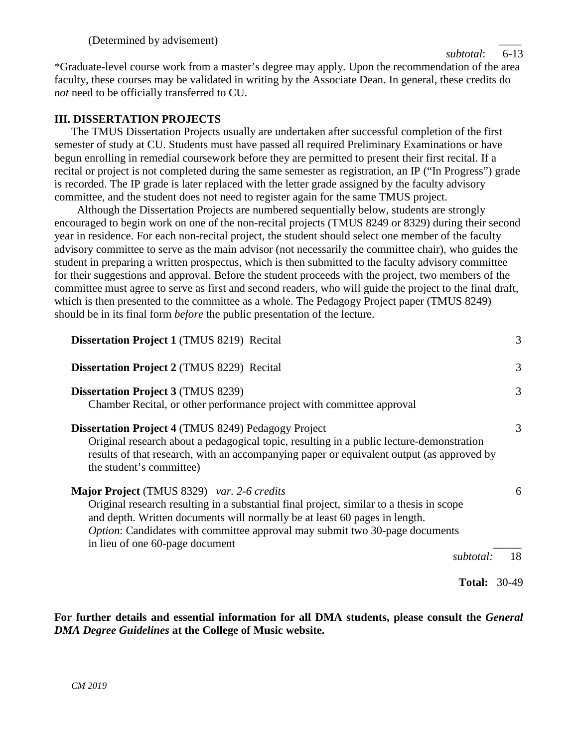(Determined by advisement)

*subtotal*: 6-13

*Graduate-level course work from a master's degree may apply. Upon the recommendation of the area faculty, these courses may be validated in writing by the Associate Dean. In general, these credits do *not* need to be officially transferred to CU.

## III. DISSERTATION PROJECTS

The TMUS Dissertation Projects usually are undertaken after successful completion of the first semester of study at CU. Students must have passed all required Preliminary Examinations or have begun enrolling in remedial coursework before they are permitted to present their first recital. If a recital or project is not completed during the same semester as registration, an IP ("In Progress") grade is recorded. The IP grade is later replaced with the letter grade assigned by the faculty advisory committee, and the student does not need to register again for the same TMUS project.

Although the Dissertation Projects are numbered sequentially below, students are strongly encouraged to begin work on one of the non-recital projects (TMUS 8249 or 8329) during their second year in residence. For each non-recital project, the student should select one member of the faculty advisory committee to serve as the main advisor (not necessarily the committee chair), who guides the student in preparing a written prospectus, which is then submitted to the faculty advisory committee for their suggestions and approval. Before the student proceeds with the project, two members of the committee must agree to serve as first and second readers, who will guide the project to the final draft, which is then presented to the committee as a whole. The Pedagogy Project paper (TMUS 8249) should be in its final form *before* the public presentation of the lecture.

| | |
|---|---|
| **Dissertation Project 1** (TMUS 8219) Recital | 3 |
| **Dissertation Project 2** (TMUS 8229) Recital | 3 |
| **Dissertation Project 3** (TMUS 8239)<br>Chamber Recital, or other performance project with committee approval | 3 |
| **Dissertation Project 4** (TMUS 8249) Pedagogy Project<br>Original research about a pedagogical topic, resulting in a public lecture-demonstration results of that research, with an accompanying paper or equivalent output (as approved by the student's committee) | 3 |
| **Major Project** (TMUS 8329) *var. 2-6 credits*<br>Original research resulting in a substantial final project, similar to a thesis in scope and depth. Written documents will normally be at least 60 pages in length.<br>*Option*: Candidates with committee approval may submit two 30-page documents in lieu of one 60-page document | 6 |
| *subtotal:* | 18 |
| **Total:** | 30-49 |

**For further details and essential information for all DMA students, please consult the *General DMA Degree Guidelines* at the College of Music website.**

*CM 2019*